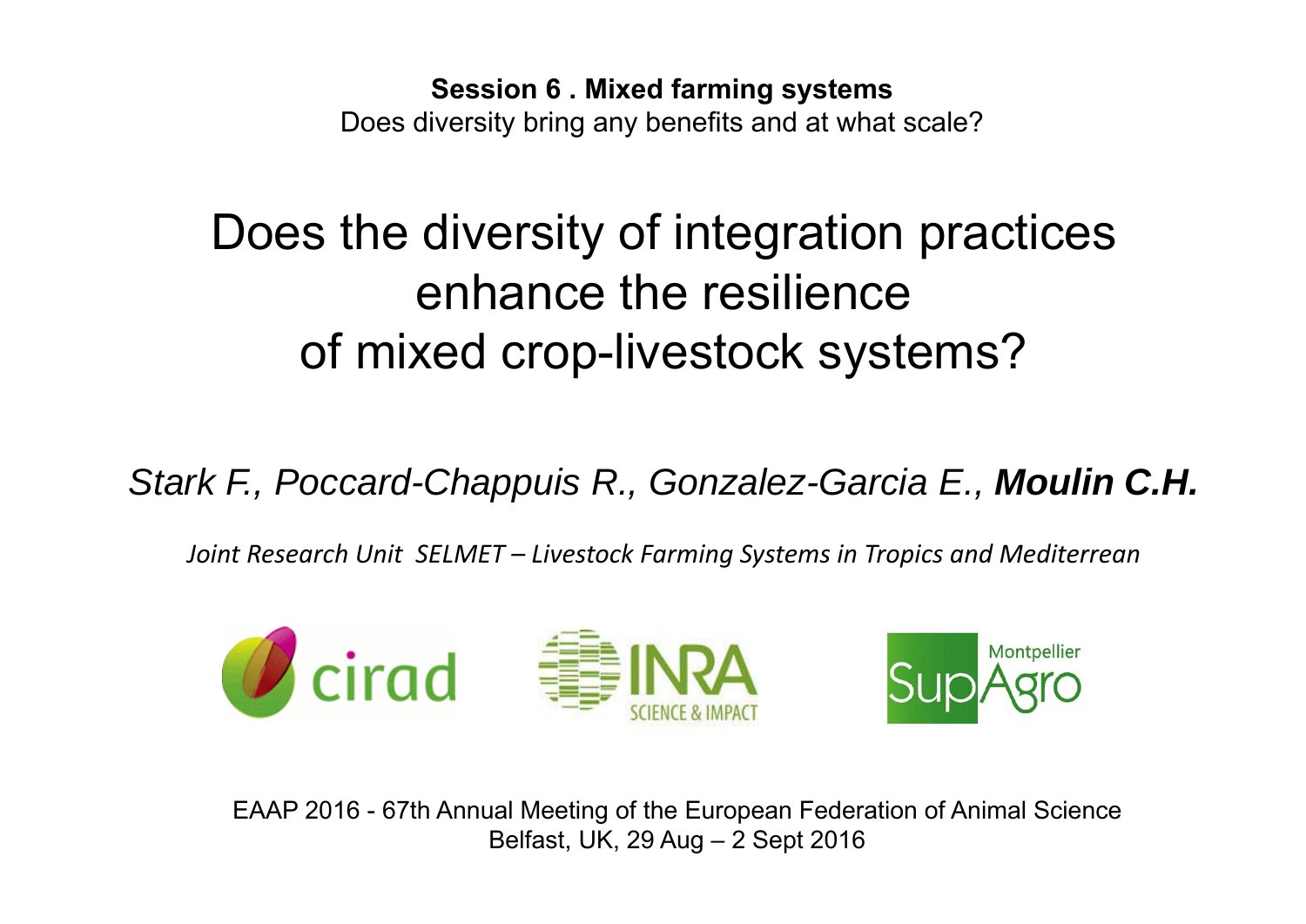**Session 6 . Mixed farming systems**

Does diversity bring any benefits and at what scale?

# Does the diversity of integration practices enhance the resilience of mixed crop-livestock systems?

*Stark F., Poccard-Chappuis R., Gonzalez-Garcia E.,* ***Moulin C.H.***

*Joint Research Unit SELMET – Livestock Farming Systems in Tropics and Mediterrean*

cirad

INRA SCIENCE & IMPACT

Montpellier SupAgro

EAAP 2016 - 67th Annual Meeting of the European Federation of Animal Science
Belfast, UK, 29 Aug – 2 Sept 2016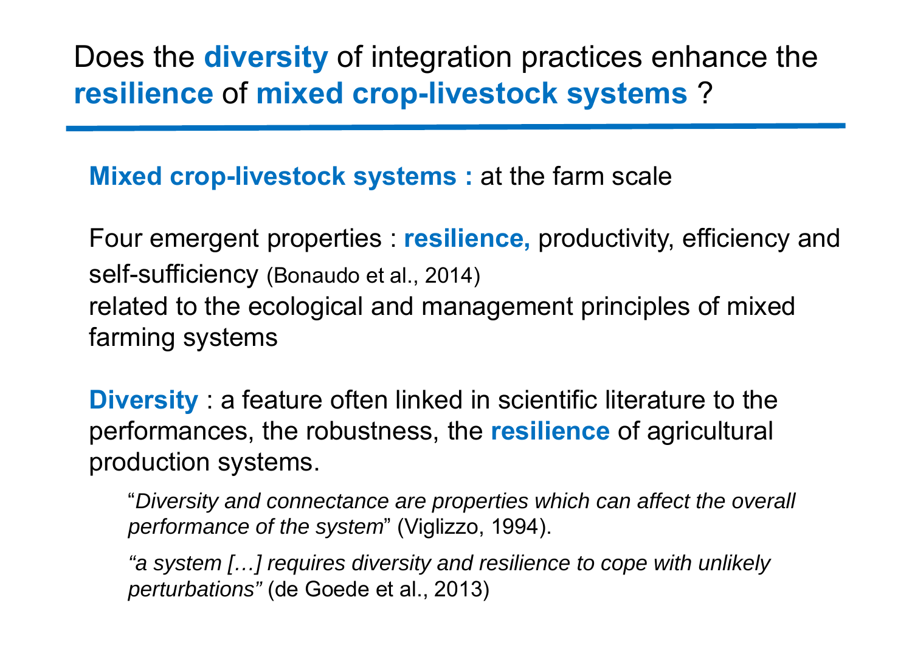# Does the **diversity** of integration practices enhance the **resilience** of **mixed crop-livestock systems** ?

**Mixed crop-livestock systems :** at the farm scale

Four emergent properties : **resilience,** productivity, efficiency and self-sufficiency (Bonaudo et al., 2014)
related to the ecological and management principles of mixed farming systems

**Diversity** : a feature often linked in scientific literature to the performances, the robustness, the **resilience** of agricultural production systems.

> "*Diversity and connectance are properties which can affect the overall performance of the system*" (Viglizzo, 1994).
>
> *"a system […] requires diversity and resilience to cope with unlikely perturbations"* (de Goede et al., 2013)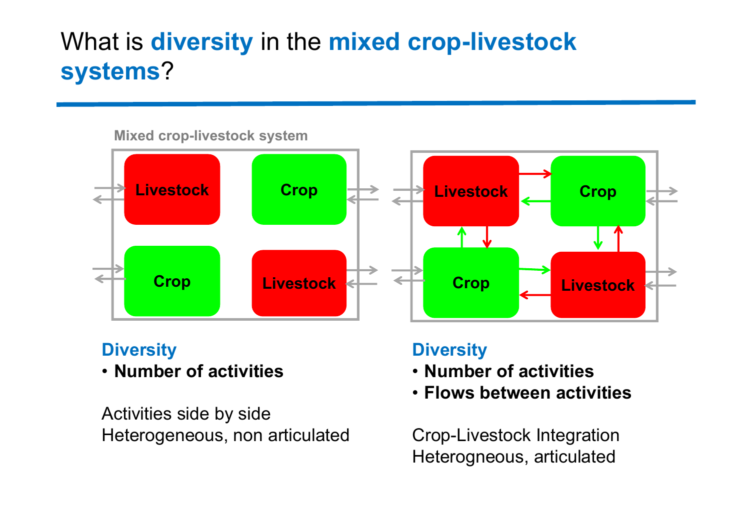# What is **diversity** in the **mixed crop-livestock systems**?

Mixed crop-livestock system

Livestock | Crop | Crop | Livestock

Livestock | Crop | Crop | Livestock

**Diversity**

- **Number of activities**

Activities side by side
Heterogeneous, non articulated

**Diversity**

- **Number of activities**
- **Flows between activities**

Crop-Livestock Integration
Heterogneous, articulated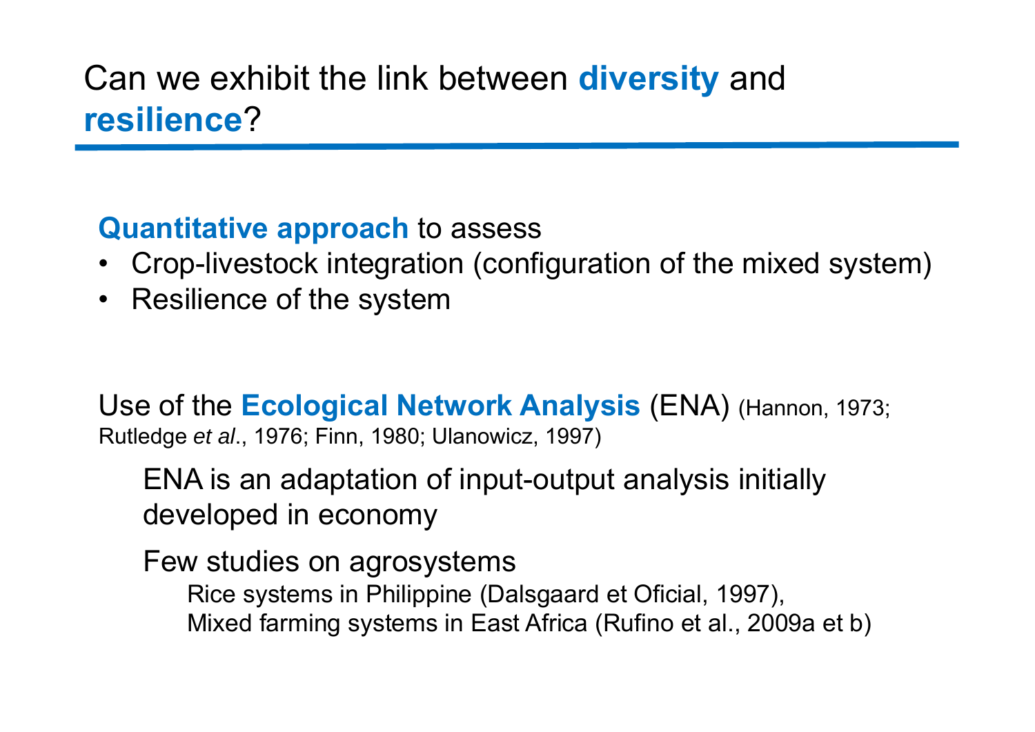# Can we exhibit the link between **diversity** and **resilience**?

**Quantitative approach** to assess

- Crop-livestock integration (configuration of the mixed system)
- Resilience of the system

Use of the **Ecological Network Analysis** (ENA) (Hannon, 1973; Rutledge *et al*., 1976; Finn, 1980; Ulanowicz, 1997)

ENA is an adaptation of input-output analysis initially developed in economy

Few studies on agrosystems

Rice systems in Philippine (Dalsgaard et Oficial, 1997),
Mixed farming systems in East Africa (Rufino et al., 2009a et b)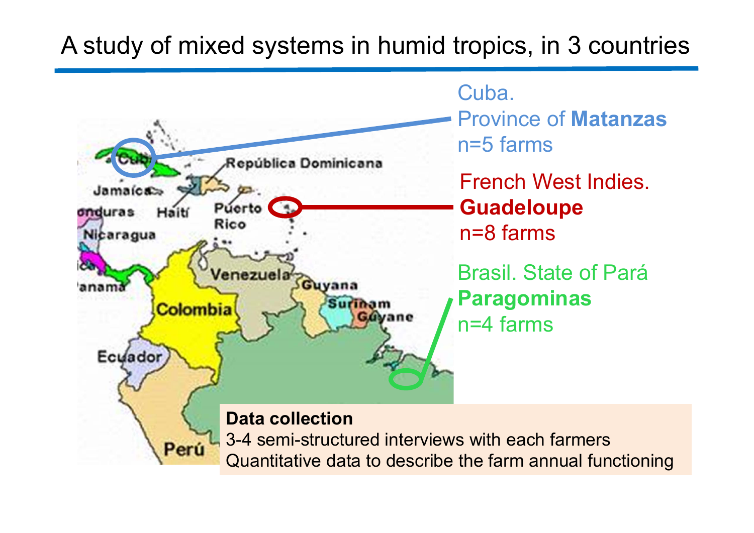# A study of mixed systems in humid tropics, in 3 countries

Cuba.
Province of **Matanzas**
n=5 farms

French West Indies.
**Guadeloupe**
n=8 farms

Brasil. State of Pará
**Paragominas**
n=4 farms

**Data collection**
3-4 semi-structured interviews with each farmers
Quantitative data to describe the farm annual functioning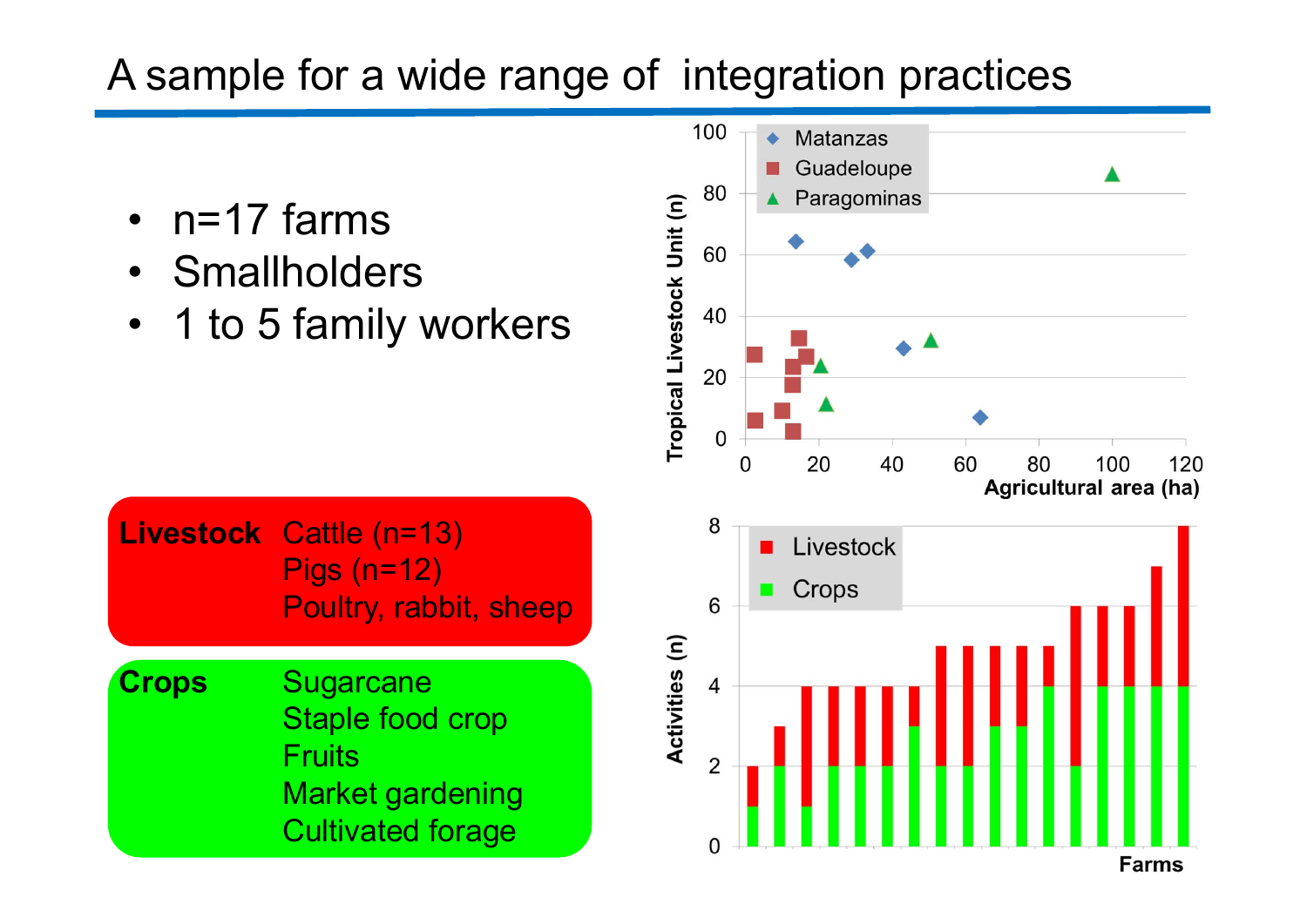# A sample for a wide range of integration practices

- n=17 farms
- Smallholders
- 1 to 5 family workers

| | |
|---|---|
| **Livestock** | Cattle (n=13)<br>Pigs (n=12)<br>Poultry, rabbit, sheep |
| **Crops** | Sugarcane<br>Staple food crop<br>Fruits<br>Market gardening<br>Cultivated forage |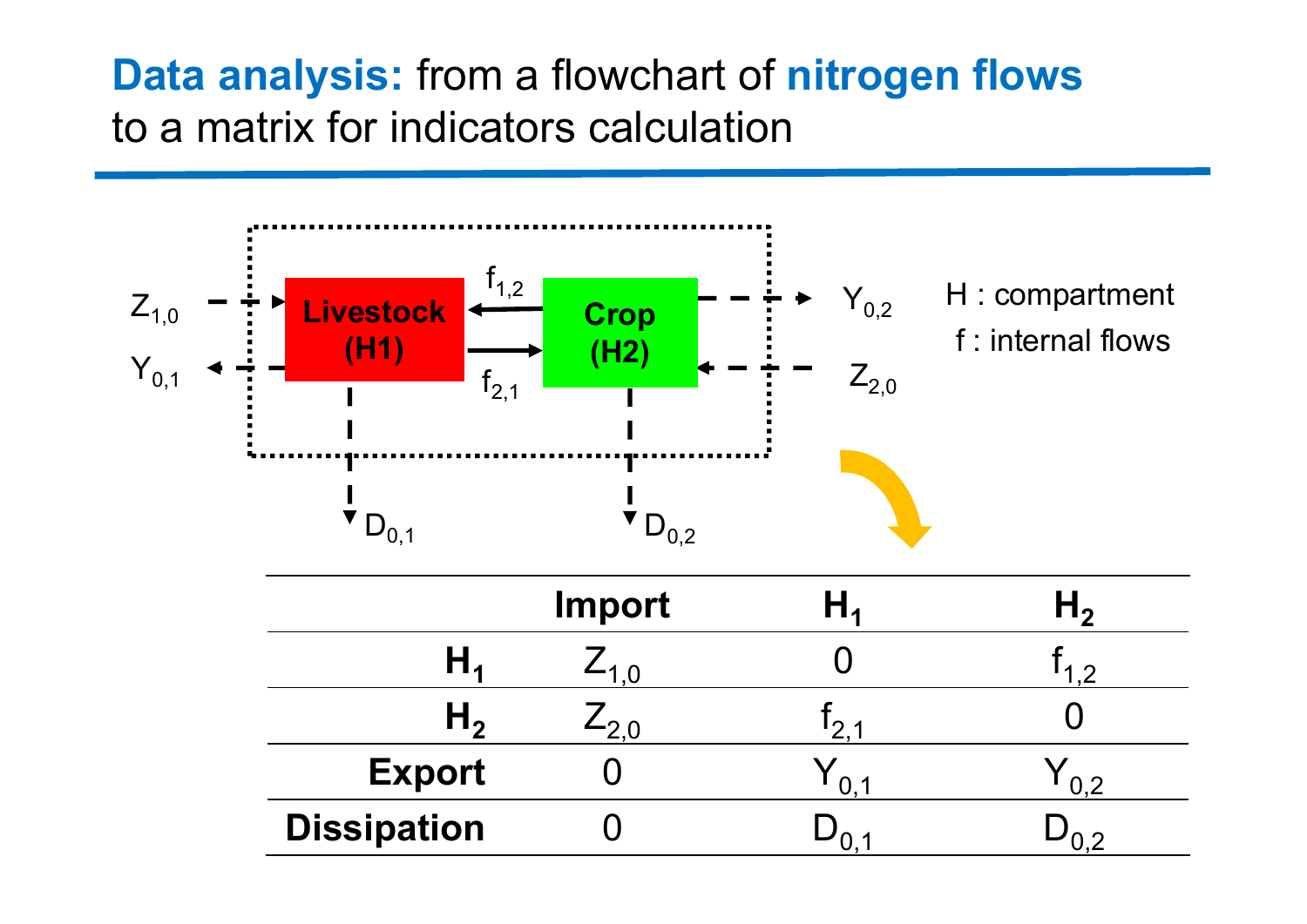## **Data analysis:** from a flowchart of **nitrogen flows** to a matrix for indicators calculation

Livestock (H1)

Crop (H2)

$Z_{1,0}$ $Y_{0,1}$ $f_{1,2}$ $f_{2,1}$ $Y_{0,2}$ $Z_{2,0}$ $D_{0,1}$ $D_{0,2}$

H : compartment

f : internal flows

| | Import | $H_1$ | $H_2$ |
|---|---|---|---|
| $H_1$ | $Z_{1,0}$ | 0 | $f_{1,2}$ |
| $H_2$ | $Z_{2,0}$ | $f_{2,1}$ | 0 |
| **Export** | 0 | $Y_{0,1}$ | $Y_{0,2}$ |
| **Dissipation** | 0 | $D_{0,1}$ | $D_{0,2}$ |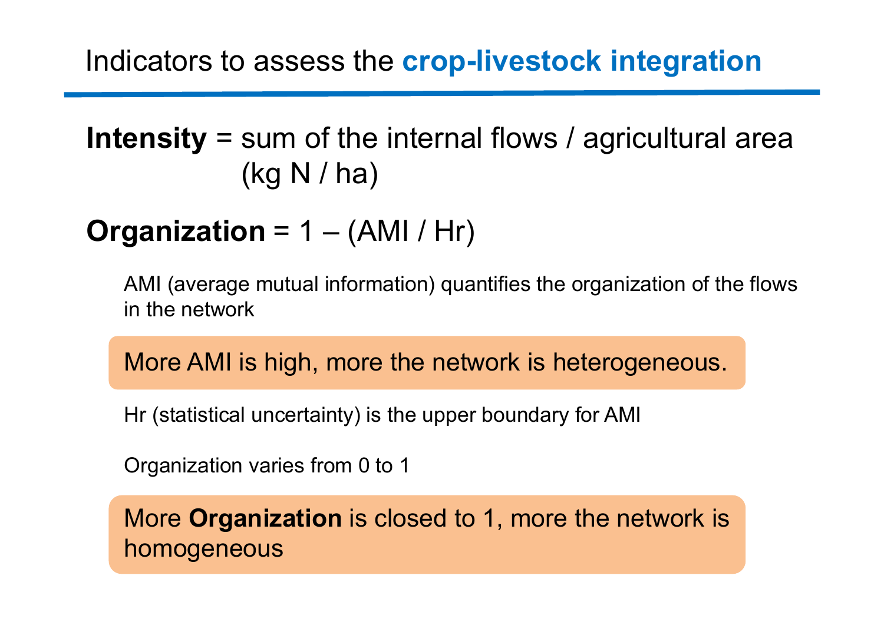# Indicators to assess the **crop-livestock integration**

**Intensity** = sum of the internal flows / agricultural area (kg N / ha)

**Organization** = 1 – (AMI / Hr)

AMI (average mutual information) quantifies the organization of the flows in the network

More AMI is high, more the network is heterogeneous.

Hr (statistical uncertainty) is the upper boundary for AMI

Organization varies from 0 to 1

More **Organization** is closed to 1, more the network is homogeneous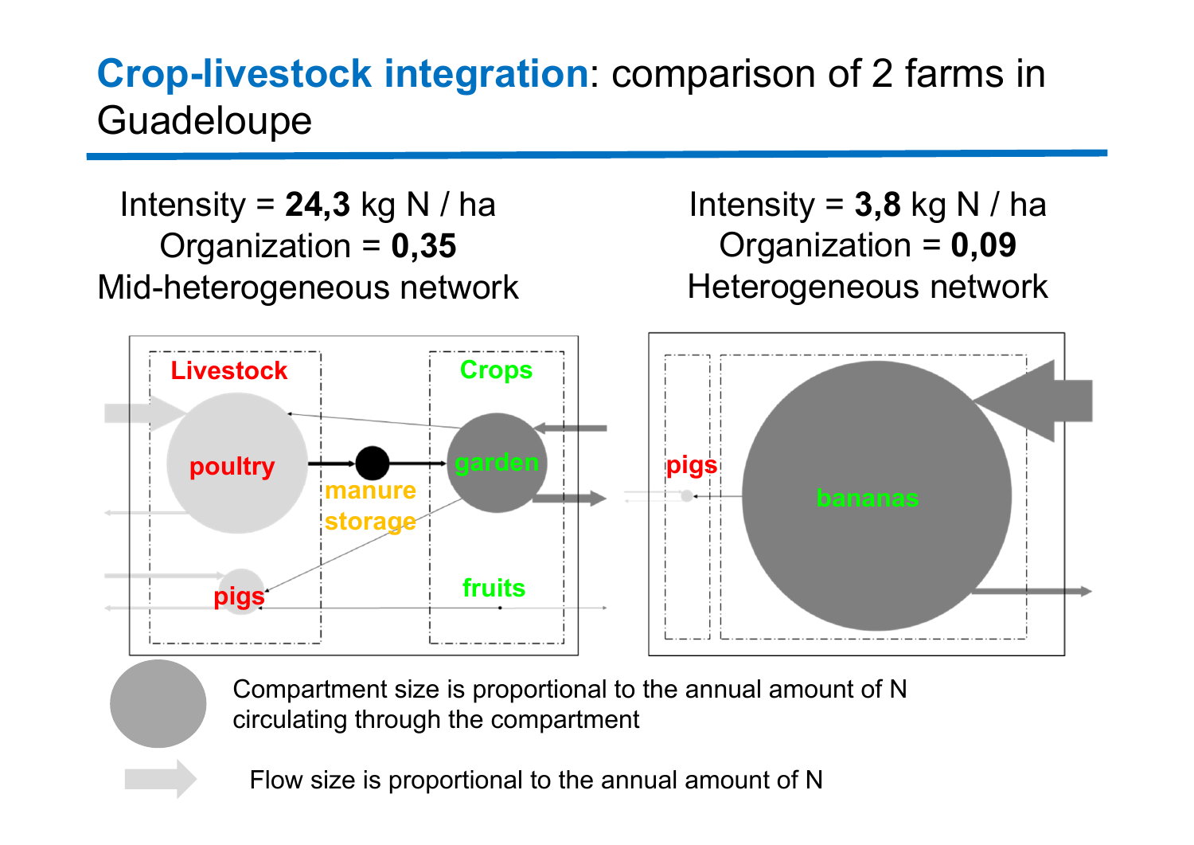# Crop-livestock integration: comparison of 2 farms in Guadeloupe

Intensity = **24,3** kg N / ha
Organization = **0,35**
Mid-heterogeneous network

Intensity = **3,8** kg N / ha
Organization = **0,09**
Heterogeneous network

Livestock

Crops

poultry

manure storage

garden

pigs

fruits

pigs

bananas

Compartment size is proportional to the annual amount of N circulating through the compartment

Flow size is proportional to the annual amount of N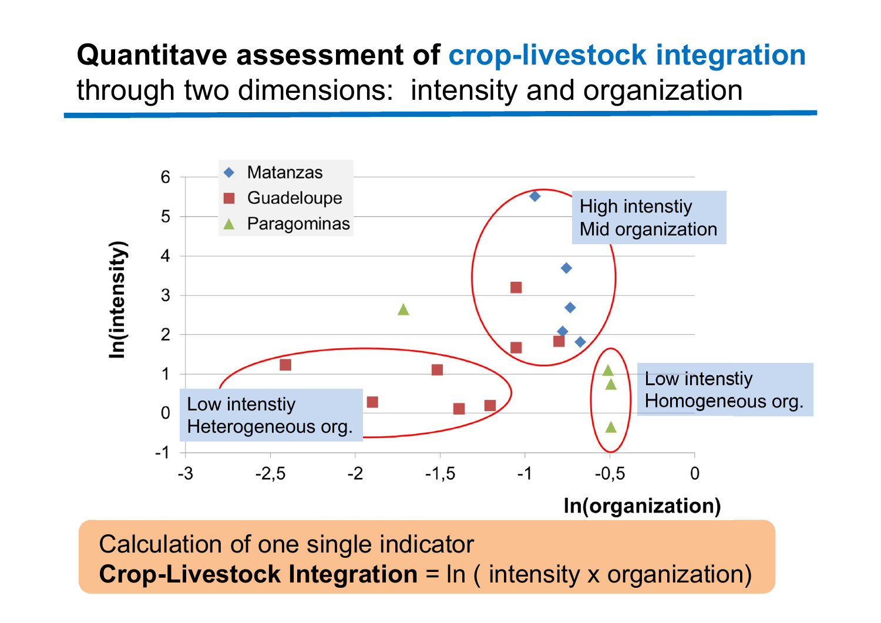# Quantitave assessment of crop-livestock integration through two dimensions: intensity and organization

Legend: Matanzas, Guadeloupe, Paragominas

High intenstiy
Mid organization

Low intenstiy
Homogeneous org.

Low intenstiy
Heterogeneous org.

ln(intensity)

ln(organization)

Calculation of one single indicator
**Crop-Livestock Integration** = ln ( intensity x organization)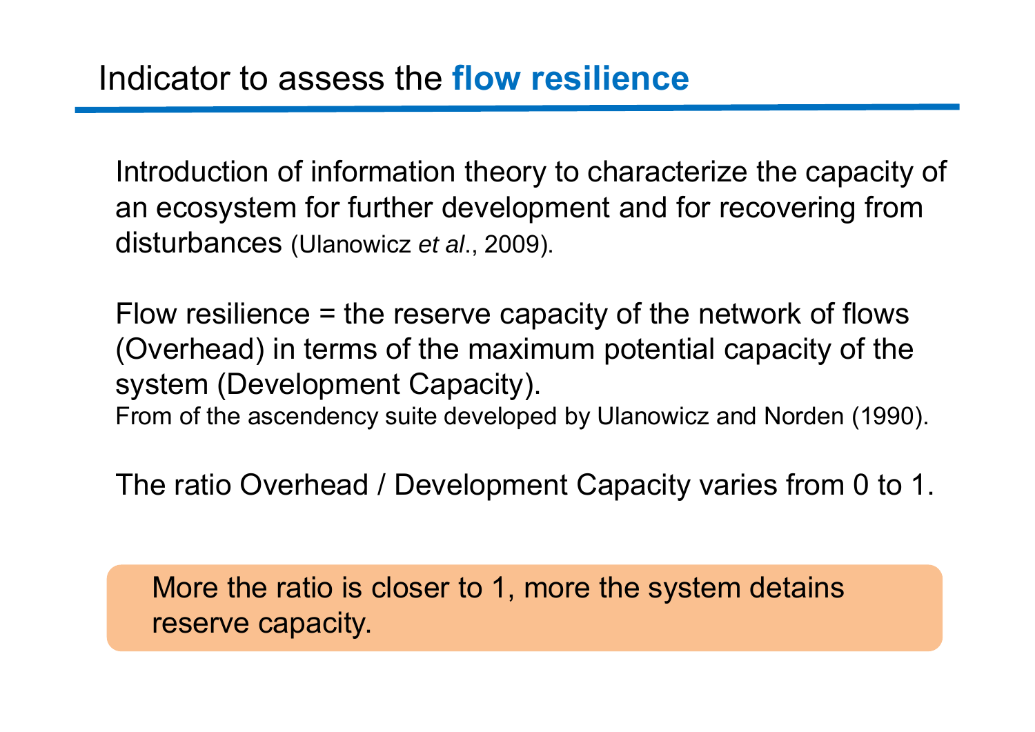# Indicator to assess the **flow resilience**

Introduction of information theory to characterize the capacity of an ecosystem for further development and for recovering from disturbances (Ulanowicz *et al*., 2009).

Flow resilience = the reserve capacity of the network of flows (Overhead) in terms of the maximum potential capacity of the system (Development Capacity).
From of the ascendency suite developed by Ulanowicz and Norden (1990).

The ratio Overhead / Development Capacity varies from 0 to 1.

More the ratio is closer to 1, more the system detains reserve capacity.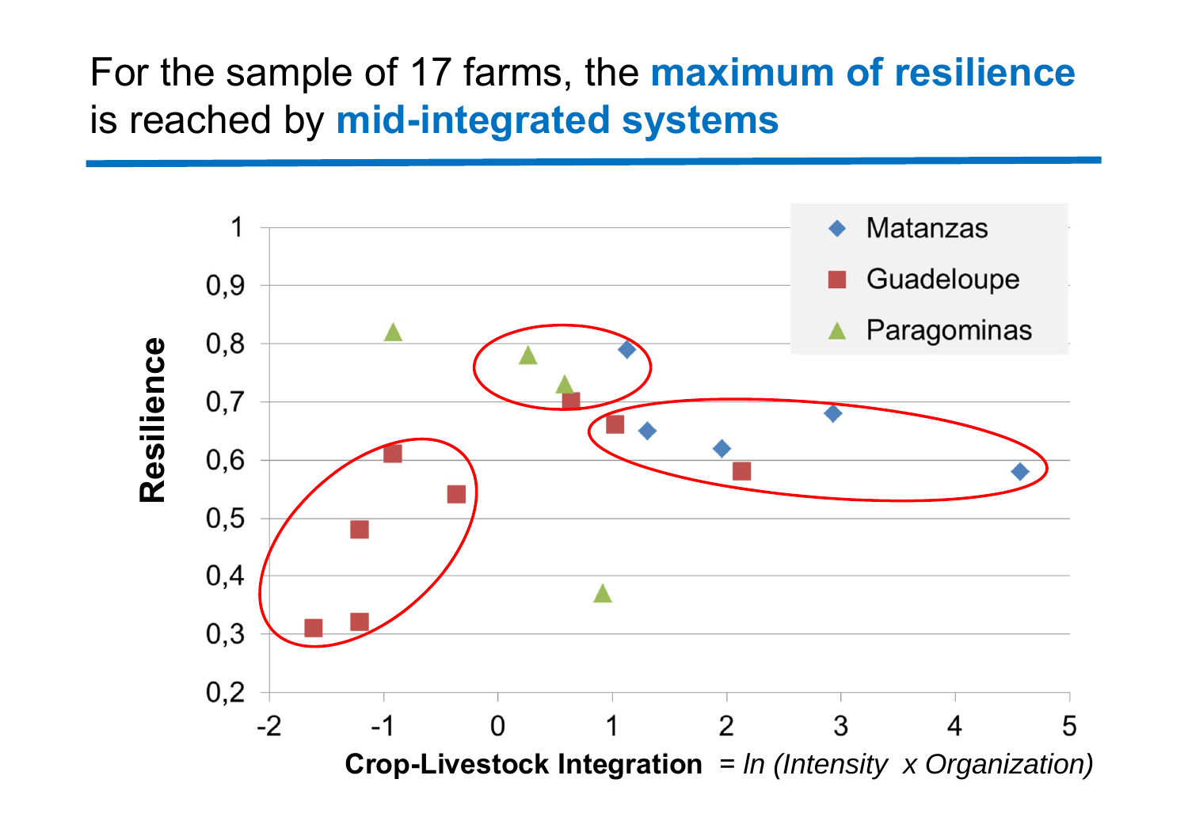# For the sample of 17 farms, the **maximum of resilience** is reached by **mid-integrated systems**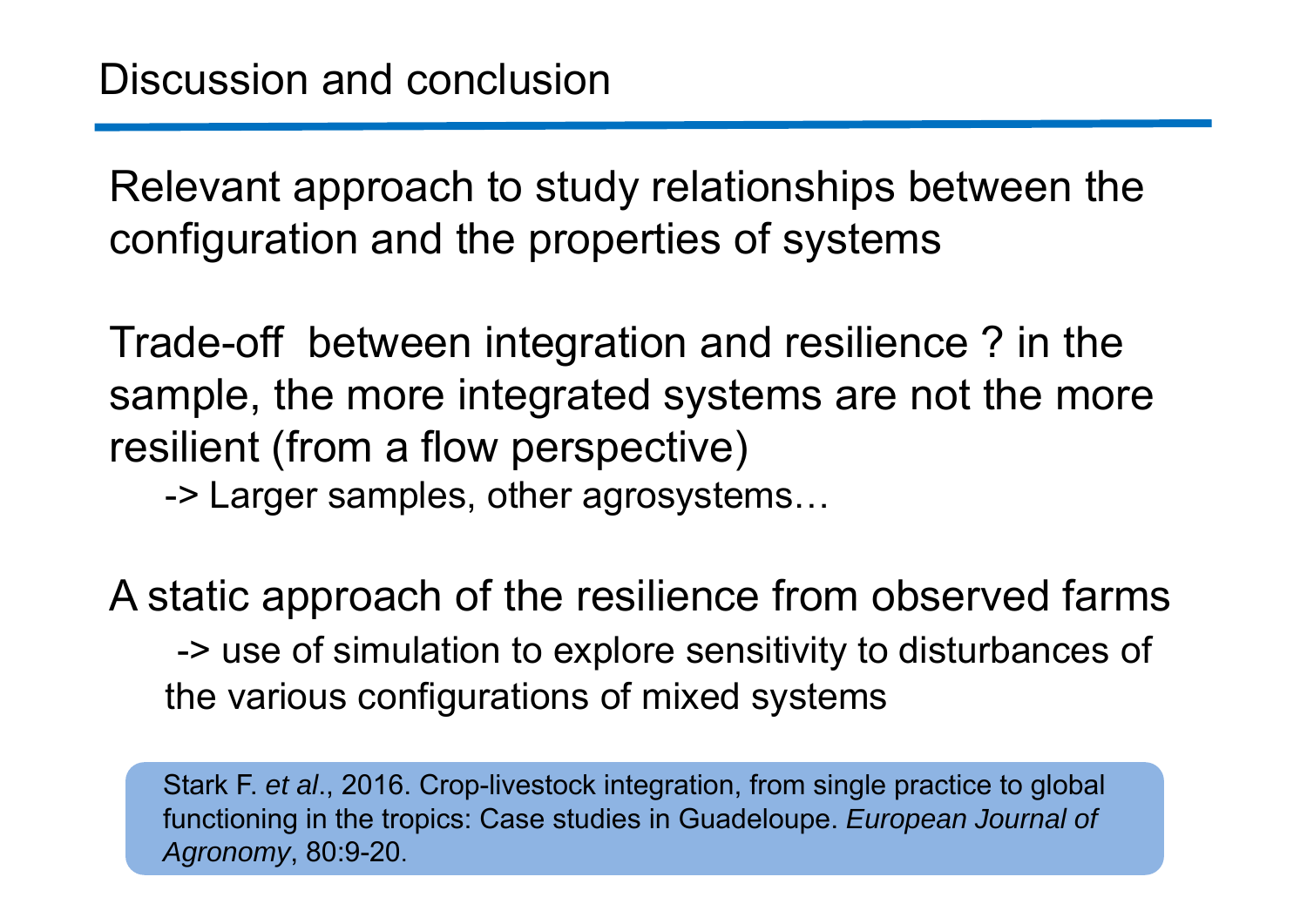# Discussion and conclusion

Relevant approach to study relationships between the configuration and the properties of systems

Trade-off between integration and resilience ? in the sample, the more integrated systems are not the more resilient (from a flow perspective)

-> Larger samples, other agrosystems…

A static approach of the resilience from observed farms

-> use of simulation to explore sensitivity to disturbances of the various configurations of mixed systems

Stark F. *et al.*, 2016. Crop-livestock integration, from single practice to global functioning in the tropics: Case studies in Guadeloupe. *European Journal of Agronomy*, 80:9-20.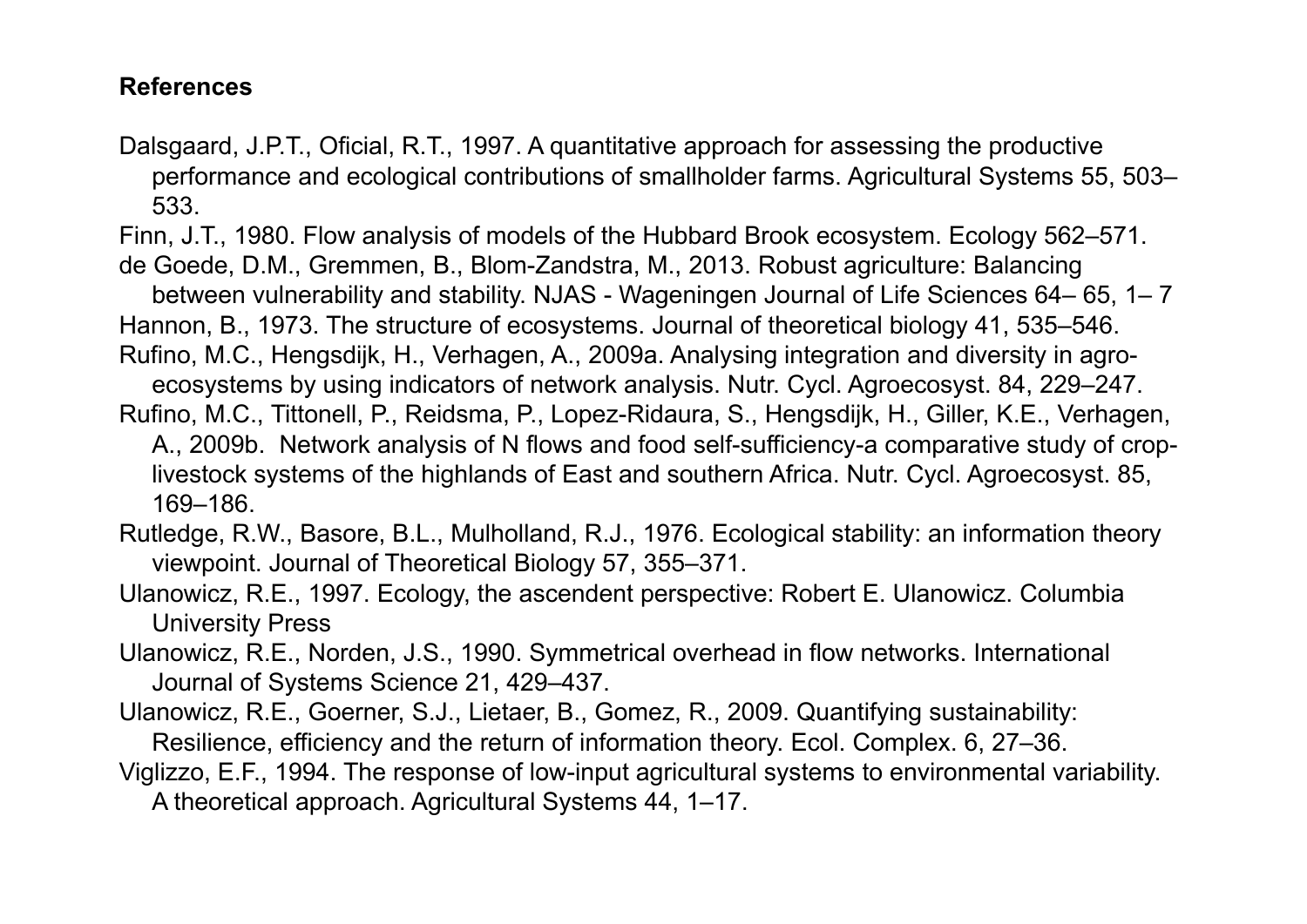## References

Dalsgaard, J.P.T., Oficial, R.T., 1997. A quantitative approach for assessing the productive performance and ecological contributions of smallholder farms. Agricultural Systems 55, 503–533.

Finn, J.T., 1980. Flow analysis of models of the Hubbard Brook ecosystem. Ecology 562–571.

de Goede, D.M., Gremmen, B., Blom-Zandstra, M., 2013. Robust agriculture: Balancing between vulnerability and stability. NJAS - Wageningen Journal of Life Sciences 64– 65, 1– 7

Hannon, B., 1973. The structure of ecosystems. Journal of theoretical biology 41, 535–546.

Rufino, M.C., Hengsdijk, H., Verhagen, A., 2009a. Analysing integration and diversity in agro-ecosystems by using indicators of network analysis. Nutr. Cycl. Agroecosyst. 84, 229–247.

Rufino, M.C., Tittonell, P., Reidsma, P., Lopez-Ridaura, S., Hengsdijk, H., Giller, K.E., Verhagen, A., 2009b. Network analysis of N flows and food self-sufficiency-a comparative study of crop-livestock systems of the highlands of East and southern Africa. Nutr. Cycl. Agroecosyst. 85, 169–186.

Rutledge, R.W., Basore, B.L., Mulholland, R.J., 1976. Ecological stability: an information theory viewpoint. Journal of Theoretical Biology 57, 355–371.

Ulanowicz, R.E., 1997. Ecology, the ascendent perspective: Robert E. Ulanowicz. Columbia University Press

Ulanowicz, R.E., Norden, J.S., 1990. Symmetrical overhead in flow networks. International Journal of Systems Science 21, 429–437.

Ulanowicz, R.E., Goerner, S.J., Lietaer, B., Gomez, R., 2009. Quantifying sustainability: Resilience, efficiency and the return of information theory. Ecol. Complex. 6, 27–36.

Viglizzo, E.F., 1994. The response of low-input agricultural systems to environmental variability. A theoretical approach. Agricultural Systems 44, 1–17.